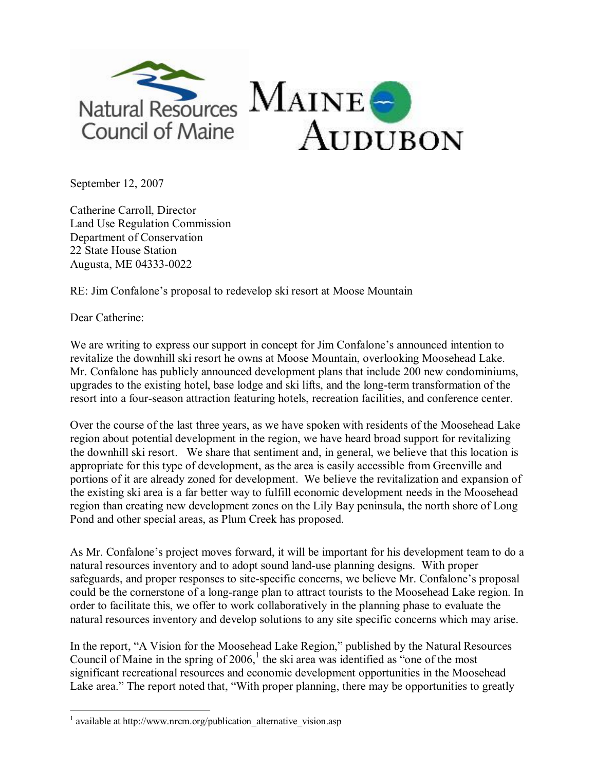Natural Resources Council of Maine

Maine Audubon

September 12, 2007

Catherine Carroll, Director
Land Use Regulation Commission
Department of Conservation
22 State House Station
Augusta, ME 04333-0022

RE: Jim Confalone's proposal to redevelop ski resort at Moose Mountain

Dear Catherine:

We are writing to express our support in concept for Jim Confalone's announced intention to revitalize the downhill ski resort he owns at Moose Mountain, overlooking Moosehead Lake. Mr. Confalone has publicly announced development plans that include 200 new condominiums, upgrades to the existing hotel, base lodge and ski lifts, and the long-term transformation of the resort into a four-season attraction featuring hotels, recreation facilities, and conference center.

Over the course of the last three years, as we have spoken with residents of the Moosehead Lake region about potential development in the region, we have heard broad support for revitalizing the downhill ski resort. We share that sentiment and, in general, we believe that this location is appropriate for this type of development, as the area is easily accessible from Greenville and portions of it are already zoned for development. We believe the revitalization and expansion of the existing ski area is a far better way to fulfill economic development needs in the Moosehead region than creating new development zones on the Lily Bay peninsula, the north shore of Long Pond and other special areas, as Plum Creek has proposed.

As Mr. Confalone's project moves forward, it will be important for his development team to do a natural resources inventory and to adopt sound land-use planning designs. With proper safeguards, and proper responses to site-specific concerns, we believe Mr. Confalone's proposal could be the cornerstone of a long-range plan to attract tourists to the Moosehead Lake region. In order to facilitate this, we offer to work collaboratively in the planning phase to evaluate the natural resources inventory and develop solutions to any site specific concerns which may arise.

In the report, "A Vision for the Moosehead Lake Region," published by the Natural Resources Council of Maine in the spring of 2006,[1] the ski area was identified as "one of the most significant recreational resources and economic development opportunities in the Moosehead Lake area." The report noted that, "With proper planning, there may be opportunities to greatly

[1] available at http://www.nrcm.org/publication_alternative_vision.asp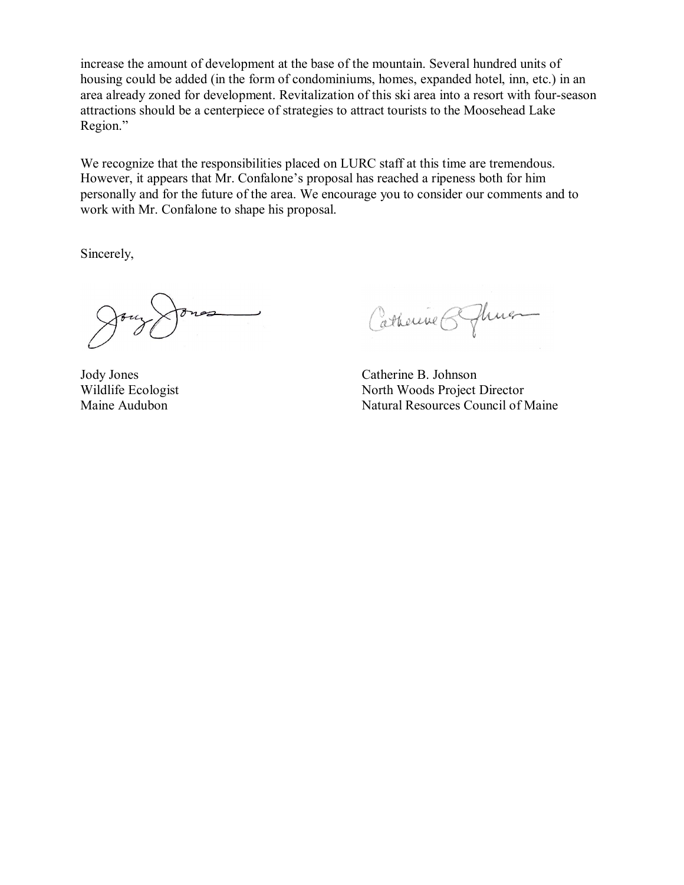increase the amount of development at the base of the mountain. Several hundred units of housing could be added (in the form of condominiums, homes, expanded hotel, inn, etc.) in an area already zoned for development. Revitalization of this ski area into a resort with four-season attractions should be a centerpiece of strategies to attract tourists to the Moosehead Lake Region."

We recognize that the responsibilities placed on LURC staff at this time are tremendous. However, it appears that Mr. Confalone's proposal has reached a ripeness both for him personally and for the future of the area. We encourage you to consider our comments and to work with Mr. Confalone to shape his proposal.

Sincerely,

Jody Jones
Wildlife Ecologist
Maine Audubon

Catherine B. Johnson
North Woods Project Director
Natural Resources Council of Maine